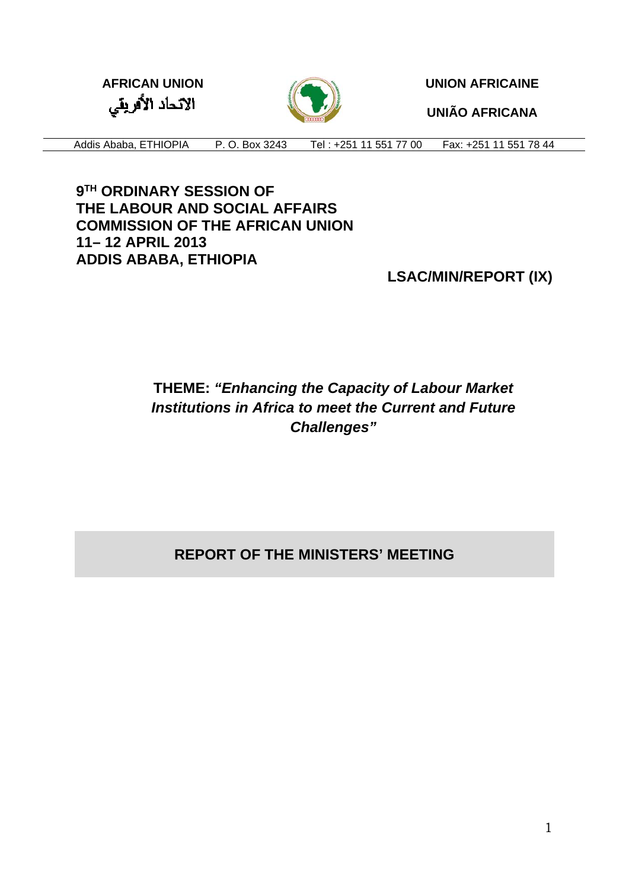**AFRICAN UNION**
الاتحاد الأفريقي

**UNION AFRICAINE**

**UNIÃO AFRICANA**

Addis Ababa, ETHIOPIA P. O. Box 3243 Tel : +251 11 551 77 00 Fax: +251 11 551 78 44

**9TH ORDINARY SESSION OF
THE LABOUR AND SOCIAL AFFAIRS
COMMISSION OF THE AFRICAN UNION
11– 12 APRIL 2013
ADDIS ABABA, ETHIOPIA**

**LSAC/MIN/REPORT (IX)**

**THEME:** ***"Enhancing the Capacity of Labour Market Institutions in Africa to meet the Current and Future Challenges"***

# REPORT OF THE MINISTERS' MEETING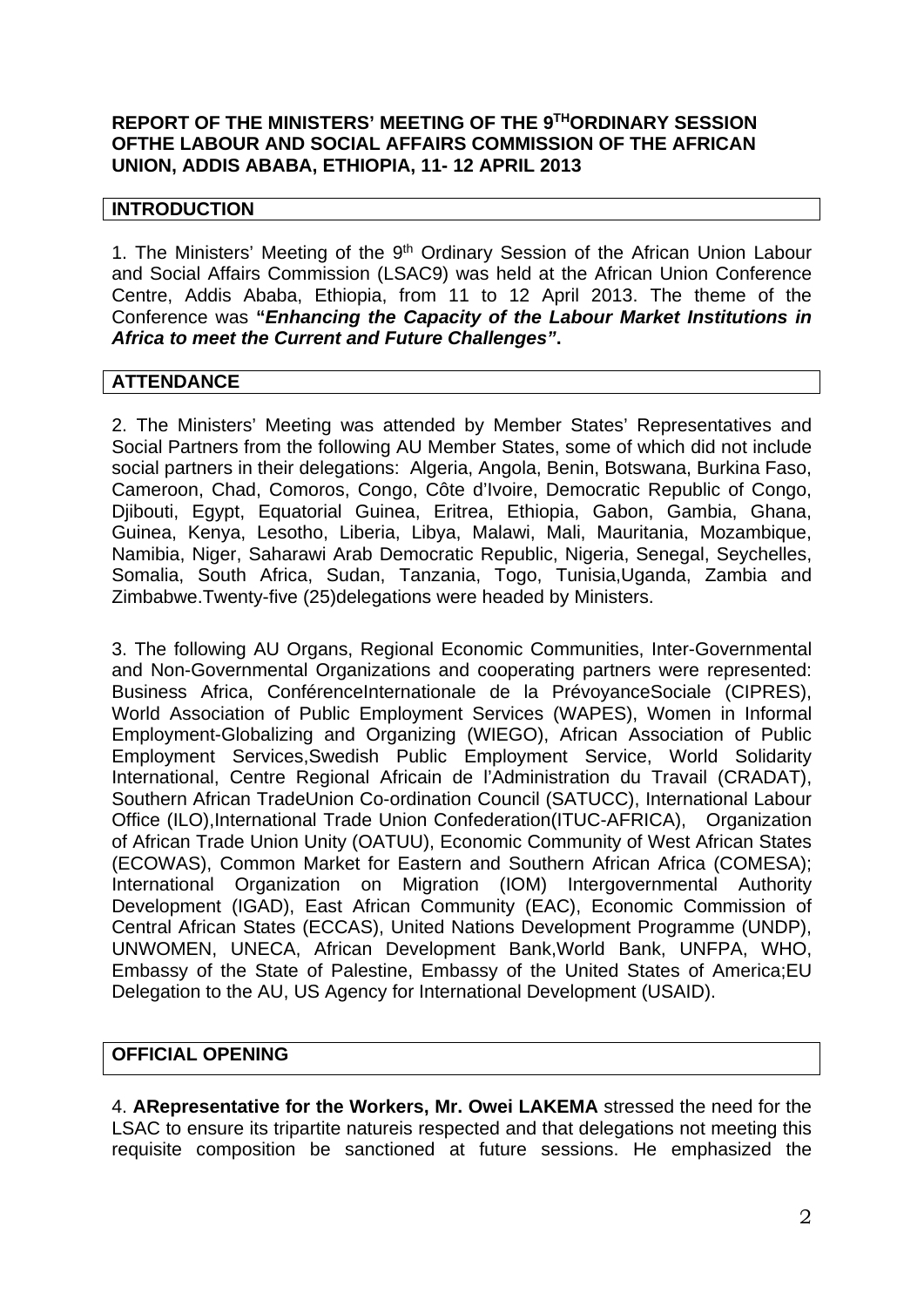**REPORT OF THE MINISTERS' MEETING OF THE 9TH ORDINARY SESSION OFTHE LABOUR AND SOCIAL AFFAIRS COMMISSION OF THE AFRICAN UNION, ADDIS ABABA, ETHIOPIA, 11- 12 APRIL 2013**

## INTRODUCTION

1. The Ministers' Meeting of the 9th Ordinary Session of the African Union Labour and Social Affairs Commission (LSAC9) was held at the African Union Conference Centre, Addis Ababa, Ethiopia, from 11 to 12 April 2013. The theme of the Conference was **"*Enhancing the Capacity of the Labour Market Institutions in Africa to meet the Current and Future Challenges*"**.

## ATTENDANCE

2. The Ministers' Meeting was attended by Member States' Representatives and Social Partners from the following AU Member States, some of which did not include social partners in their delegations: Algeria, Angola, Benin, Botswana, Burkina Faso, Cameroon, Chad, Comoros, Congo, Côte d'Ivoire, Democratic Republic of Congo, Djibouti, Egypt, Equatorial Guinea, Eritrea, Ethiopia, Gabon, Gambia, Ghana, Guinea, Kenya, Lesotho, Liberia, Libya, Malawi, Mali, Mauritania, Mozambique, Namibia, Niger, Saharawi Arab Democratic Republic, Nigeria, Senegal, Seychelles, Somalia, South Africa, Sudan, Tanzania, Togo, Tunisia,Uganda, Zambia and Zimbabwe.Twenty-five (25)delegations were headed by Ministers.

3. The following AU Organs, Regional Economic Communities, Inter-Governmental and Non-Governmental Organizations and cooperating partners were represented: Business Africa, ConférenceInternationale de la PrévoyanceSociale (CIPRES), World Association of Public Employment Services (WAPES), Women in Informal Employment-Globalizing and Organizing (WIEGO), African Association of Public Employment Services,Swedish Public Employment Service, World Solidarity International, Centre Regional Africain de l'Administration du Travail (CRADAT), Southern African TradeUnion Co-ordination Council (SATUCC), International Labour Office (ILO),International Trade Union Confederation(ITUC-AFRICA), Organization of African Trade Union Unity (OATUU), Economic Community of West African States (ECOWAS), Common Market for Eastern and Southern African Africa (COMESA); International Organization on Migration (IOM) Intergovernmental Authority Development (IGAD), East African Community (EAC), Economic Commission of Central African States (ECCAS), United Nations Development Programme (UNDP), UNWOMEN, UNECA, African Development Bank,World Bank, UNFPA, WHO, Embassy of the State of Palestine, Embassy of the United States of America;EU Delegation to the AU, US Agency for International Development (USAID).

## OFFICIAL OPENING

4. **ARepresentative for the Workers, Mr. Owei LAKEMA** stressed the need for the LSAC to ensure its tripartite natureis respected and that delegations not meeting this requisite composition be sanctioned at future sessions. He emphasized the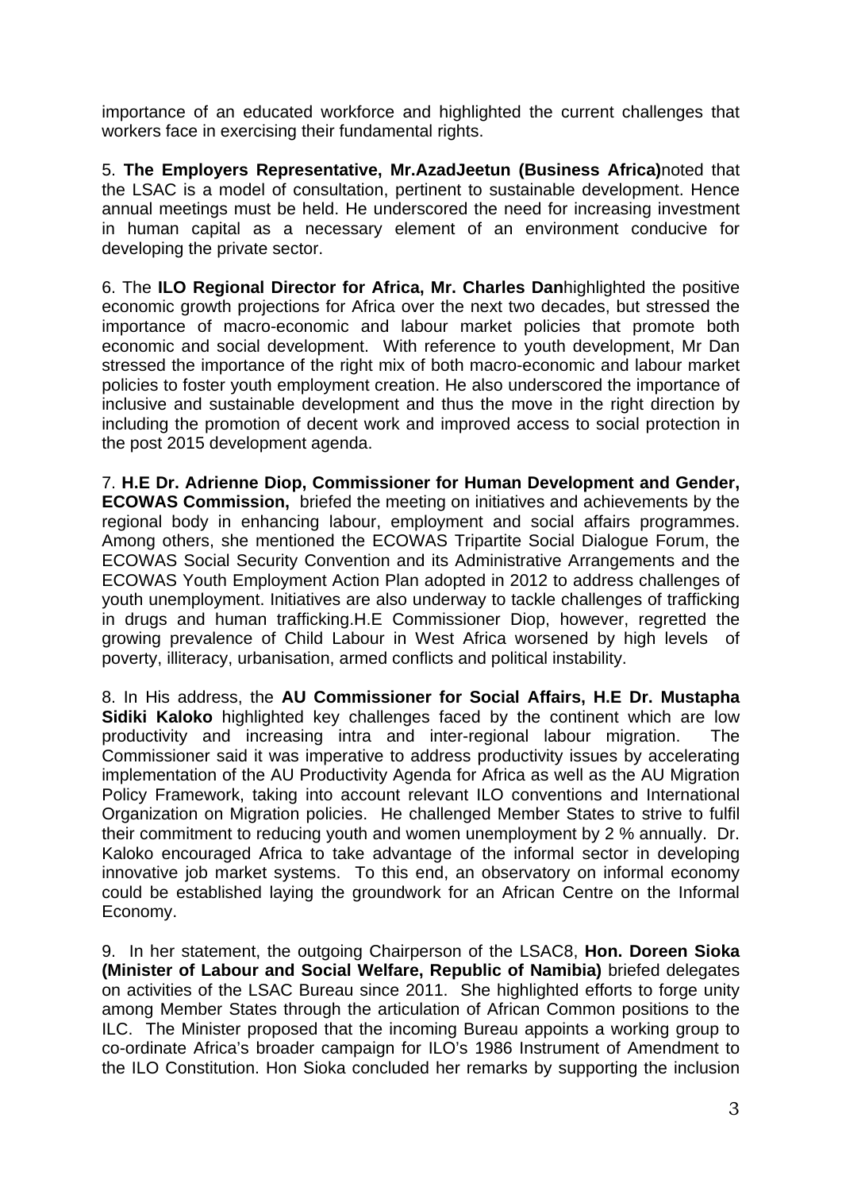importance of an educated workforce and highlighted the current challenges that workers face in exercising their fundamental rights.

5. **The Employers Representative, Mr.AzadJeetun (Business Africa)**noted that the LSAC is a model of consultation, pertinent to sustainable development. Hence annual meetings must be held. He underscored the need for increasing investment in human capital as a necessary element of an environment conducive for developing the private sector.

6. The **ILO Regional Director for Africa, Mr. Charles Dan**highlighted the positive economic growth projections for Africa over the next two decades, but stressed the importance of macro-economic and labour market policies that promote both economic and social development. With reference to youth development, Mr Dan stressed the importance of the right mix of both macro-economic and labour market policies to foster youth employment creation. He also underscored the importance of inclusive and sustainable development and thus the move in the right direction by including the promotion of decent work and improved access to social protection in the post 2015 development agenda.

7. **H.E Dr. Adrienne Diop, Commissioner for Human Development and Gender, ECOWAS Commission,** briefed the meeting on initiatives and achievements by the regional body in enhancing labour, employment and social affairs programmes. Among others, she mentioned the ECOWAS Tripartite Social Dialogue Forum, the ECOWAS Social Security Convention and its Administrative Arrangements and the ECOWAS Youth Employment Action Plan adopted in 2012 to address challenges of youth unemployment. Initiatives are also underway to tackle challenges of trafficking in drugs and human trafficking.H.E Commissioner Diop, however, regretted the growing prevalence of Child Labour in West Africa worsened by high levels of poverty, illiteracy, urbanisation, armed conflicts and political instability.

8. In His address, the **AU Commissioner for Social Affairs, H.E Dr. Mustapha Sidiki Kaloko** highlighted key challenges faced by the continent which are low productivity and increasing intra and inter-regional labour migration. The Commissioner said it was imperative to address productivity issues by accelerating implementation of the AU Productivity Agenda for Africa as well as the AU Migration Policy Framework, taking into account relevant ILO conventions and International Organization on Migration policies. He challenged Member States to strive to fulfil their commitment to reducing youth and women unemployment by 2 % annually. Dr. Kaloko encouraged Africa to take advantage of the informal sector in developing innovative job market systems. To this end, an observatory on informal economy could be established laying the groundwork for an African Centre on the Informal Economy.

9. In her statement, the outgoing Chairperson of the LSAC8, **Hon. Doreen Sioka (Minister of Labour and Social Welfare, Republic of Namibia)** briefed delegates on activities of the LSAC Bureau since 2011. She highlighted efforts to forge unity among Member States through the articulation of African Common positions to the ILC. The Minister proposed that the incoming Bureau appoints a working group to co-ordinate Africa's broader campaign for ILO's 1986 Instrument of Amendment to the ILO Constitution. Hon Sioka concluded her remarks by supporting the inclusion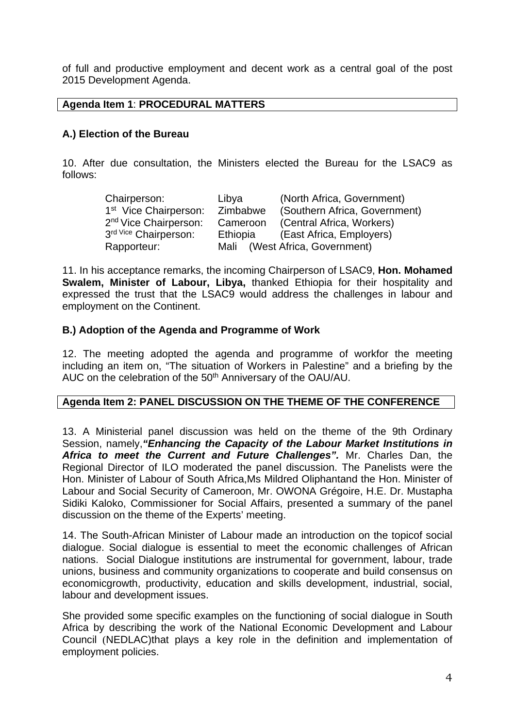of full and productive employment and decent work as a central goal of the post 2015 Development Agenda.

**Agenda Item 1**: **PROCEDURAL MATTERS**

### A.) Election of the Bureau

10. After due consultation, the Ministers elected the Bureau for the LSAC9 as follows:

| | | |
|---|---|---|
| Chairperson: | Libya | (North Africa, Government) |
| 1st Vice Chairperson: | Zimbabwe | (Southern Africa, Government) |
| 2nd Vice Chairperson: | Cameroon | (Central Africa, Workers) |
| 3rd Vice Chairperson: | Ethiopia | (East Africa, Employers) |
| Rapporteur: | Mali | (West Africa, Government) |

11. In his acceptance remarks, the incoming Chairperson of LSAC9, **Hon. Mohamed Swalem, Minister of Labour, Libya,** thanked Ethiopia for their hospitality and expressed the trust that the LSAC9 would address the challenges in labour and employment on the Continent.

### B.) Adoption of the Agenda and Programme of Work

12. The meeting adopted the agenda and programme of workfor the meeting including an item on, "The situation of Workers in Palestine" and a briefing by the AUC on the celebration of the 50th Anniversary of the OAU/AU.

**Agenda Item 2: PANEL DISCUSSION ON THE THEME OF THE CONFERENCE**

13. A Ministerial panel discussion was held on the theme of the 9th Ordinary Session, namely,***"Enhancing the Capacity of the Labour Market Institutions in Africa to meet the Current and Future Challenges".*** Mr. Charles Dan, the Regional Director of ILO moderated the panel discussion. The Panelists were the Hon. Minister of Labour of South Africa,Ms Mildred Oliphantand the Hon. Minister of Labour and Social Security of Cameroon, Mr. OWONA Grégoire, H.E. Dr. Mustapha Sidiki Kaloko, Commissioner for Social Affairs, presented a summary of the panel discussion on the theme of the Experts' meeting.

14. The South-African Minister of Labour made an introduction on the topicof social dialogue. Social dialogue is essential to meet the economic challenges of African nations. Social Dialogue institutions are instrumental for government, labour, trade unions, business and community organizations to cooperate and build consensus on economicgrowth, productivity, education and skills development, industrial, social, labour and development issues.

She provided some specific examples on the functioning of social dialogue in South Africa by describing the work of the National Economic Development and Labour Council (NEDLAC)that plays a key role in the definition and implementation of employment policies.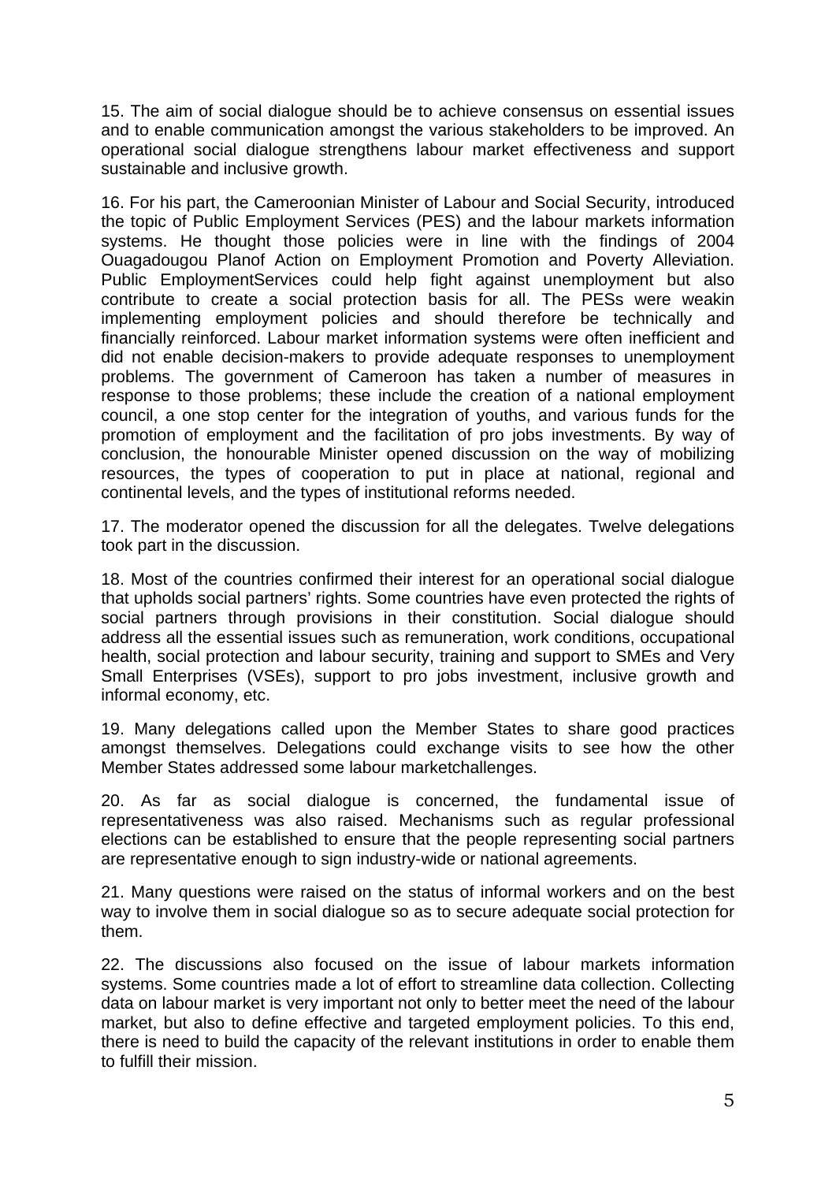15. The aim of social dialogue should be to achieve consensus on essential issues and to enable communication amongst the various stakeholders to be improved. An operational social dialogue strengthens labour market effectiveness and support sustainable and inclusive growth.

16. For his part, the Cameroonian Minister of Labour and Social Security, introduced the topic of Public Employment Services (PES) and the labour markets information systems. He thought those policies were in line with the findings of 2004 Ouagadougou Planof Action on Employment Promotion and Poverty Alleviation. Public EmploymentServices could help fight against unemployment but also contribute to create a social protection basis for all. The PESs were weakin implementing employment policies and should therefore be technically and financially reinforced. Labour market information systems were often inefficient and did not enable decision-makers to provide adequate responses to unemployment problems. The government of Cameroon has taken a number of measures in response to those problems; these include the creation of a national employment council, a one stop center for the integration of youths, and various funds for the promotion of employment and the facilitation of pro jobs investments. By way of conclusion, the honourable Minister opened discussion on the way of mobilizing resources, the types of cooperation to put in place at national, regional and continental levels, and the types of institutional reforms needed.

17. The moderator opened the discussion for all the delegates. Twelve delegations took part in the discussion.

18. Most of the countries confirmed their interest for an operational social dialogue that upholds social partners' rights. Some countries have even protected the rights of social partners through provisions in their constitution. Social dialogue should address all the essential issues such as remuneration, work conditions, occupational health, social protection and labour security, training and support to SMEs and Very Small Enterprises (VSEs), support to pro jobs investment, inclusive growth and informal economy, etc.

19. Many delegations called upon the Member States to share good practices amongst themselves. Delegations could exchange visits to see how the other Member States addressed some labour marketchallenges.

20. As far as social dialogue is concerned, the fundamental issue of representativeness was also raised. Mechanisms such as regular professional elections can be established to ensure that the people representing social partners are representative enough to sign industry-wide or national agreements.

21. Many questions were raised on the status of informal workers and on the best way to involve them in social dialogue so as to secure adequate social protection for them.

22. The discussions also focused on the issue of labour markets information systems. Some countries made a lot of effort to streamline data collection. Collecting data on labour market is very important not only to better meet the need of the labour market, but also to define effective and targeted employment policies. To this end, there is need to build the capacity of the relevant institutions in order to enable them to fulfill their mission.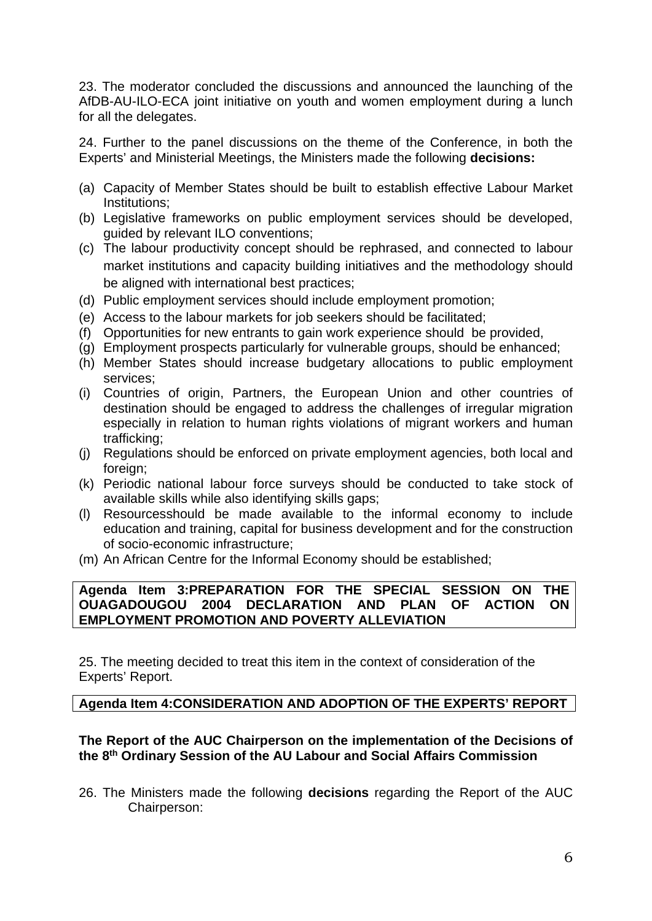23. The moderator concluded the discussions and announced the launching of the AfDB-AU-ILO-ECA joint initiative on youth and women employment during a lunch for all the delegates.

24. Further to the panel discussions on the theme of the Conference, in both the Experts' and Ministerial Meetings, the Ministers made the following **decisions:**

(a) Capacity of Member States should be built to establish effective Labour Market Institutions;
(b) Legislative frameworks on public employment services should be developed, guided by relevant ILO conventions;
(c) The labour productivity concept should be rephrased, and connected to labour market institutions and capacity building initiatives and the methodology should be aligned with international best practices;
(d) Public employment services should include employment promotion;
(e) Access to the labour markets for job seekers should be facilitated;
(f) Opportunities for new entrants to gain work experience should be provided,
(g) Employment prospects particularly for vulnerable groups, should be enhanced;
(h) Member States should increase budgetary allocations to public employment services;
(i) Countries of origin, Partners, the European Union and other countries of destination should be engaged to address the challenges of irregular migration especially in relation to human rights violations of migrant workers and human trafficking;
(j) Regulations should be enforced on private employment agencies, both local and foreign;
(k) Periodic national labour force surveys should be conducted to take stock of available skills while also identifying skills gaps;
(l) Resourcesshould be made available to the informal economy to include education and training, capital for business development and for the construction of socio-economic infrastructure;
(m) An African Centre for the Informal Economy should be established;

**Agenda Item 3:PREPARATION FOR THE SPECIAL SESSION ON THE OUAGADOUGOU 2004 DECLARATION AND PLAN OF ACTION ON EMPLOYMENT PROMOTION AND POVERTY ALLEVIATION**

25. The meeting decided to treat this item in the context of consideration of the Experts' Report.

**Agenda Item 4:CONSIDERATION AND ADOPTION OF THE EXPERTS' REPORT**

**The Report of the AUC Chairperson on the implementation of the Decisions of the 8th Ordinary Session of the AU Labour and Social Affairs Commission**

26. The Ministers made the following **decisions** regarding the Report of the AUC Chairperson: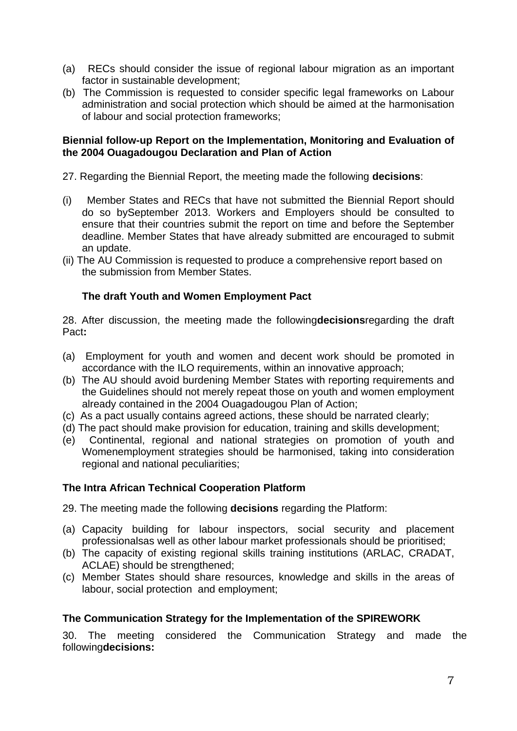(a) RECs should consider the issue of regional labour migration as an important factor in sustainable development;
(b) The Commission is requested to consider specific legal frameworks on Labour administration and social protection which should be aimed at the harmonisation of labour and social protection frameworks;

**Biennial follow-up Report on the Implementation, Monitoring and Evaluation of the 2004 Ouagadougou Declaration and Plan of Action**

27. Regarding the Biennial Report, the meeting made the following **decisions**:

(i) Member States and RECs that have not submitted the Biennial Report should do so bySeptember 2013. Workers and Employers should be consulted to ensure that their countries submit the report on time and before the September deadline. Member States that have already submitted are encouraged to submit an update.
(ii) The AU Commission is requested to produce a comprehensive report based on the submission from Member States.

**The draft Youth and Women Employment Pact**

28. After discussion, the meeting made the following**decisions**regarding the draft Pact**:**

(a) Employment for youth and women and decent work should be promoted in accordance with the ILO requirements, within an innovative approach;
(b) The AU should avoid burdening Member States with reporting requirements and the Guidelines should not merely repeat those on youth and women employment already contained in the 2004 Ouagadougou Plan of Action;
(c) As a pact usually contains agreed actions, these should be narrated clearly;
(d) The pact should make provision for education, training and skills development;
(e) Continental, regional and national strategies on promotion of youth and Womenemployment strategies should be harmonised, taking into consideration regional and national peculiarities;

**The Intra African Technical Cooperation Platform**

29. The meeting made the following **decisions** regarding the Platform:

(a) Capacity building for labour inspectors, social security and placement professionalsas well as other labour market professionals should be prioritised;
(b) The capacity of existing regional skills training institutions (ARLAC, CRADAT, ACLAE) should be strengthened;
(c) Member States should share resources, knowledge and skills in the areas of labour, social protection and employment;

**The Communication Strategy for the Implementation of the SPIREWORK**

30. The meeting considered the Communication Strategy and made the following**decisions:**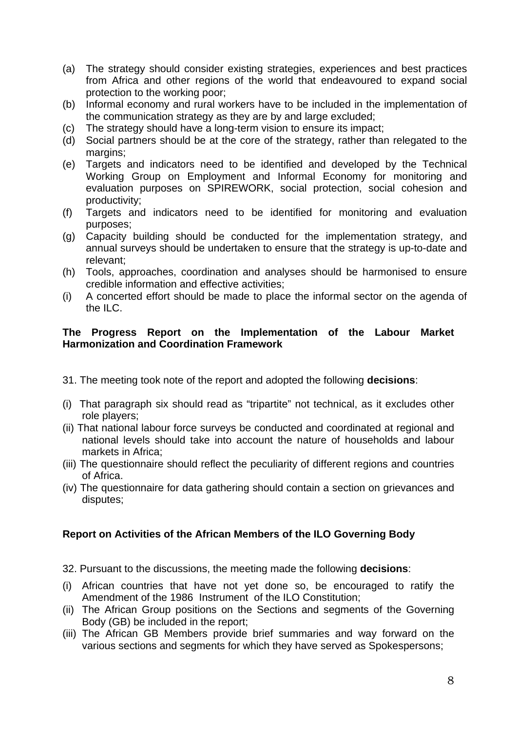(a) The strategy should consider existing strategies, experiences and best practices from Africa and other regions of the world that endeavoured to expand social protection to the working poor;
(b) Informal economy and rural workers have to be included in the implementation of the communication strategy as they are by and large excluded;
(c) The strategy should have a long-term vision to ensure its impact;
(d) Social partners should be at the core of the strategy, rather than relegated to the margins;
(e) Targets and indicators need to be identified and developed by the Technical Working Group on Employment and Informal Economy for monitoring and evaluation purposes on SPIREWORK, social protection, social cohesion and productivity;
(f) Targets and indicators need to be identified for monitoring and evaluation purposes;
(g) Capacity building should be conducted for the implementation strategy, and annual surveys should be undertaken to ensure that the strategy is up-to-date and relevant;
(h) Tools, approaches, coordination and analyses should be harmonised to ensure credible information and effective activities;
(i) A concerted effort should be made to place the informal sector on the agenda of the ILC.

**The Progress Report on the Implementation of the Labour Market Harmonization and Coordination Framework**

31. The meeting took note of the report and adopted the following **decisions**:

(i) That paragraph six should read as “tripartite” not technical, as it excludes other role players;
(ii) That national labour force surveys be conducted and coordinated at regional and national levels should take into account the nature of households and labour markets in Africa;
(iii) The questionnaire should reflect the peculiarity of different regions and countries of Africa.
(iv) The questionnaire for data gathering should contain a section on grievances and disputes;

**Report on Activities of the African Members of the ILO Governing Body**

32. Pursuant to the discussions, the meeting made the following **decisions**:

(i) African countries that have not yet done so, be encouraged to ratify the Amendment of the 1986 Instrument of the ILO Constitution;
(ii) The African Group positions on the Sections and segments of the Governing Body (GB) be included in the report;
(iii) The African GB Members provide brief summaries and way forward on the various sections and segments for which they have served as Spokespersons;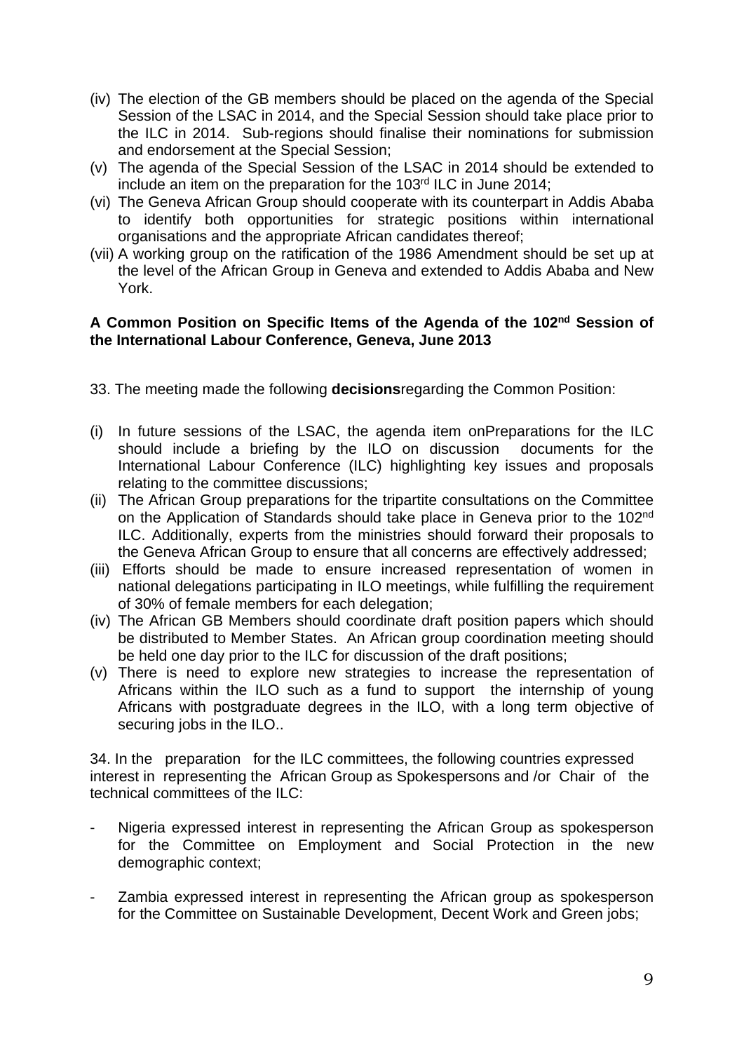(iv) The election of the GB members should be placed on the agenda of the Special Session of the LSAC in 2014, and the Special Session should take place prior to the ILC in 2014. Sub-regions should finalise their nominations for submission and endorsement at the Special Session;

(v) The agenda of the Special Session of the LSAC in 2014 should be extended to include an item on the preparation for the 103rd ILC in June 2014;

(vi) The Geneva African Group should cooperate with its counterpart in Addis Ababa to identify both opportunities for strategic positions within international organisations and the appropriate African candidates thereof;

(vii) A working group on the ratification of the 1986 Amendment should be set up at the level of the African Group in Geneva and extended to Addis Ababa and New York.

**A Common Position on Specific Items of the Agenda of the 102nd Session of the International Labour Conference, Geneva, June 2013**

33. The meeting made the following **decisions**regarding the Common Position:

(i) In future sessions of the LSAC, the agenda item onPreparations for the ILC should include a briefing by the ILO on discussion documents for the International Labour Conference (ILC) highlighting key issues and proposals relating to the committee discussions;

(ii) The African Group preparations for the tripartite consultations on the Committee on the Application of Standards should take place in Geneva prior to the 102nd ILC. Additionally, experts from the ministries should forward their proposals to the Geneva African Group to ensure that all concerns are effectively addressed;

(iii) Efforts should be made to ensure increased representation of women in national delegations participating in ILO meetings, while fulfilling the requirement of 30% of female members for each delegation;

(iv) The African GB Members should coordinate draft position papers which should be distributed to Member States. An African group coordination meeting should be held one day prior to the ILC for discussion of the draft positions;

(v) There is need to explore new strategies to increase the representation of Africans within the ILO such as a fund to support the internship of young Africans with postgraduate degrees in the ILO, with a long term objective of securing jobs in the ILO..

34. In the preparation for the ILC committees, the following countries expressed interest in representing the African Group as Spokespersons and /or Chair of the technical committees of the ILC:

- Nigeria expressed interest in representing the African Group as spokesperson for the Committee on Employment and Social Protection in the new demographic context;

- Zambia expressed interest in representing the African group as spokesperson for the Committee on Sustainable Development, Decent Work and Green jobs;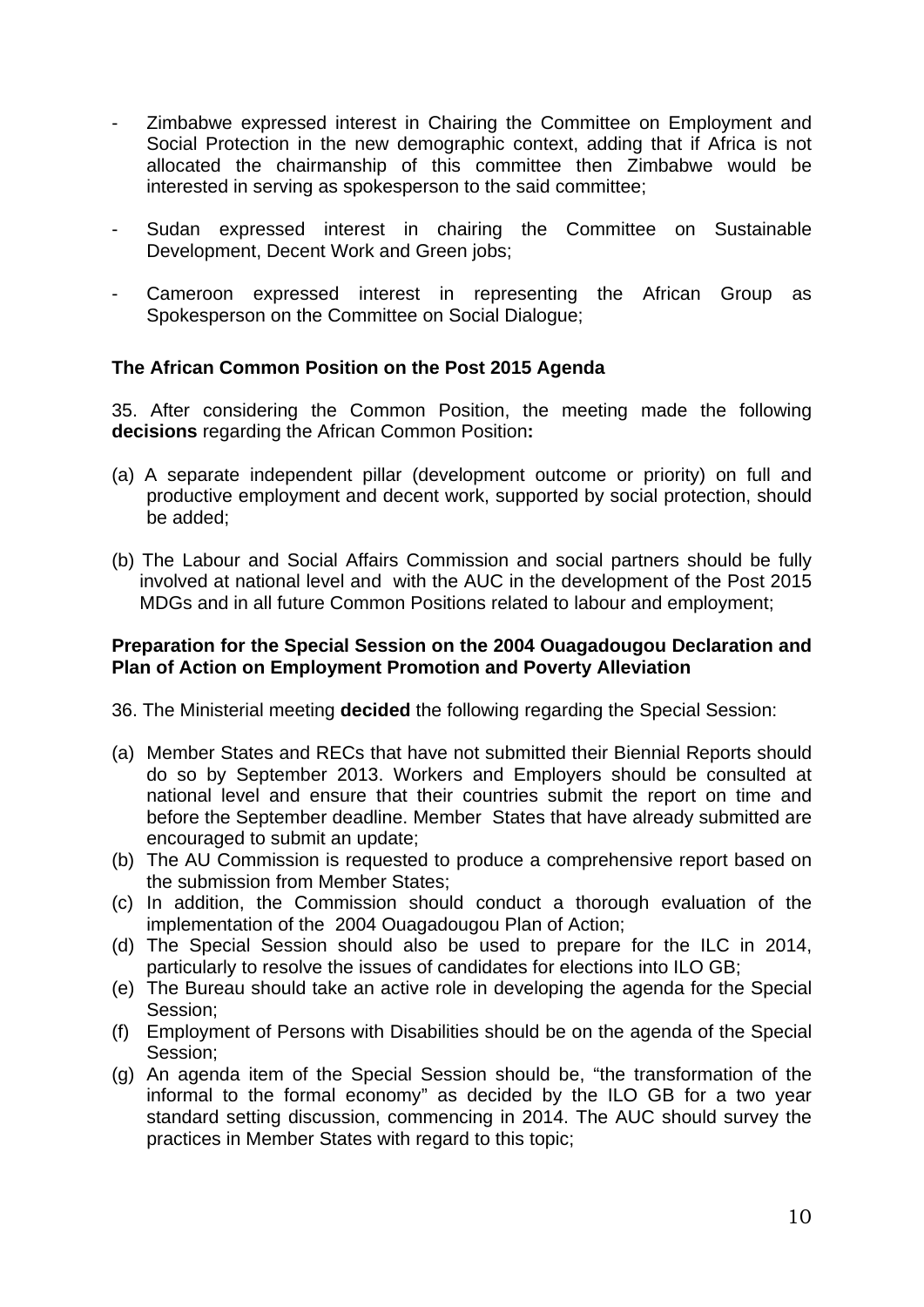- Zimbabwe expressed interest in Chairing the Committee on Employment and Social Protection in the new demographic context, adding that if Africa is not allocated the chairmanship of this committee then Zimbabwe would be interested in serving as spokesperson to the said committee;

- Sudan expressed interest in chairing the Committee on Sustainable Development, Decent Work and Green jobs;

- Cameroon expressed interest in representing the African Group as Spokesperson on the Committee on Social Dialogue;

**The African Common Position on the Post 2015 Agenda**

35. After considering the Common Position, the meeting made the following **decisions** regarding the African Common Position**:**

(a) A separate independent pillar (development outcome or priority) on full and productive employment and decent work, supported by social protection, should be added;

(b) The Labour and Social Affairs Commission and social partners should be fully involved at national level and with the AUC in the development of the Post 2015 MDGs and in all future Common Positions related to labour and employment;

**Preparation for the Special Session on the 2004 Ouagadougou Declaration and Plan of Action on Employment Promotion and Poverty Alleviation**

36. The Ministerial meeting **decided** the following regarding the Special Session:

(a) Member States and RECs that have not submitted their Biennial Reports should do so by September 2013. Workers and Employers should be consulted at national level and ensure that their countries submit the report on time and before the September deadline. Member States that have already submitted are encouraged to submit an update;
(b) The AU Commission is requested to produce a comprehensive report based on the submission from Member States;
(c) In addition, the Commission should conduct a thorough evaluation of the implementation of the 2004 Ouagadougou Plan of Action;
(d) The Special Session should also be used to prepare for the ILC in 2014, particularly to resolve the issues of candidates for elections into ILO GB;
(e) The Bureau should take an active role in developing the agenda for the Special Session;
(f) Employment of Persons with Disabilities should be on the agenda of the Special Session;
(g) An agenda item of the Special Session should be, "the transformation of the informal to the formal economy" as decided by the ILO GB for a two year standard setting discussion, commencing in 2014. The AUC should survey the practices in Member States with regard to this topic;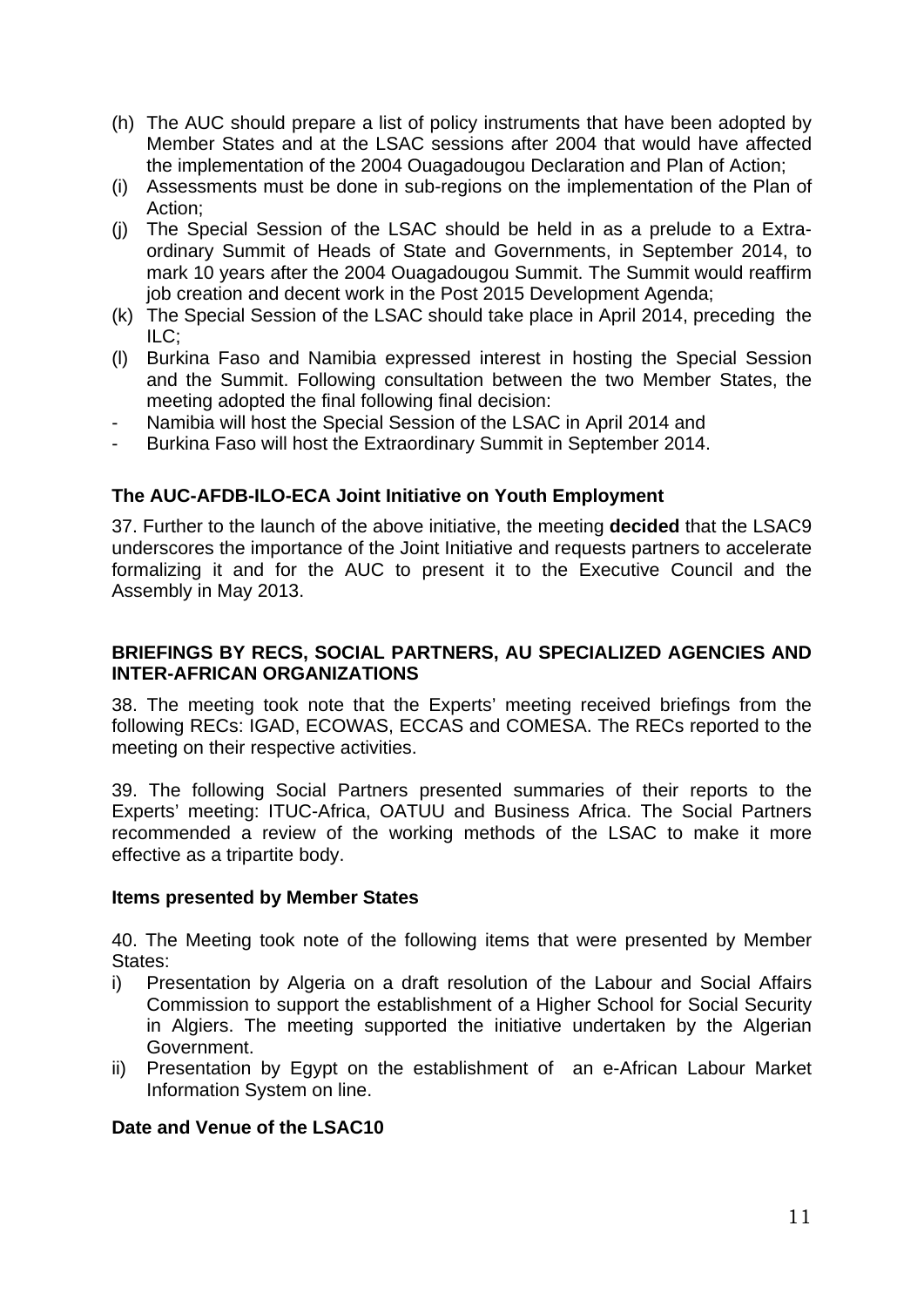(h) The AUC should prepare a list of policy instruments that have been adopted by Member States and at the LSAC sessions after 2004 that would have affected the implementation of the 2004 Ouagadougou Declaration and Plan of Action;
(i) Assessments must be done in sub-regions on the implementation of the Plan of Action;
(j) The Special Session of the LSAC should be held in as a prelude to a Extra-ordinary Summit of Heads of State and Governments, in September 2014, to mark 10 years after the 2004 Ouagadougou Summit. The Summit would reaffirm job creation and decent work in the Post 2015 Development Agenda;
(k) The Special Session of the LSAC should take place in April 2014, preceding the ILC;
(l) Burkina Faso and Namibia expressed interest in hosting the Special Session and the Summit. Following consultation between the two Member States, the meeting adopted the final following final decision:

- Namibia will host the Special Session of the LSAC in April 2014 and
- Burkina Faso will host the Extraordinary Summit in September 2014.

**The AUC-AFDB-ILO-ECA Joint Initiative on Youth Employment**

37. Further to the launch of the above initiative, the meeting **decided** that the LSAC9 underscores the importance of the Joint Initiative and requests partners to accelerate formalizing it and for the AUC to present it to the Executive Council and the Assembly in May 2013.

**BRIEFINGS BY RECS, SOCIAL PARTNERS, AU SPECIALIZED AGENCIES AND INTER-AFRICAN ORGANIZATIONS**

38. The meeting took note that the Experts' meeting received briefings from the following RECs: IGAD, ECOWAS, ECCAS and COMESA. The RECs reported to the meeting on their respective activities.

39. The following Social Partners presented summaries of their reports to the Experts' meeting: ITUC-Africa, OATUU and Business Africa. The Social Partners recommended a review of the working methods of the LSAC to make it more effective as a tripartite body.

**Items presented by Member States**

40. The Meeting took note of the following items that were presented by Member States:

i) Presentation by Algeria on a draft resolution of the Labour and Social Affairs Commission to support the establishment of a Higher School for Social Security in Algiers. The meeting supported the initiative undertaken by the Algerian Government.
ii) Presentation by Egypt on the establishment of an e-African Labour Market Information System on line.

**Date and Venue of the LSAC10**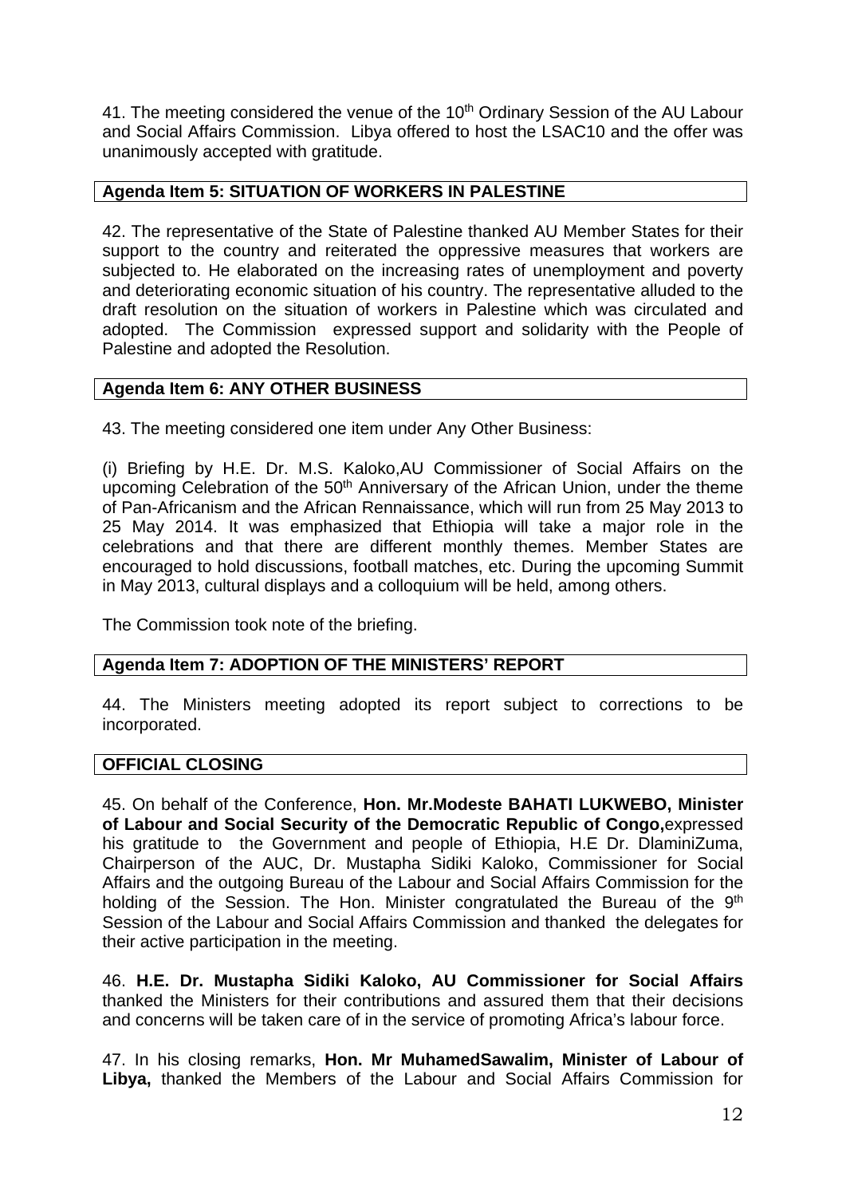41. The meeting considered the venue of the 10th Ordinary Session of the AU Labour and Social Affairs Commission. Libya offered to host the LSAC10 and the offer was unanimously accepted with gratitude.

## Agenda Item 5: SITUATION OF WORKERS IN PALESTINE

42. The representative of the State of Palestine thanked AU Member States for their support to the country and reiterated the oppressive measures that workers are subjected to. He elaborated on the increasing rates of unemployment and poverty and deteriorating economic situation of his country. The representative alluded to the draft resolution on the situation of workers in Palestine which was circulated and adopted. The Commission expressed support and solidarity with the People of Palestine and adopted the Resolution.

## Agenda Item 6: ANY OTHER BUSINESS

43. The meeting considered one item under Any Other Business:

(i) Briefing by H.E. Dr. M.S. Kaloko,AU Commissioner of Social Affairs on the upcoming Celebration of the 50th Anniversary of the African Union, under the theme of Pan-Africanism and the African Rennaissance, which will run from 25 May 2013 to 25 May 2014. It was emphasized that Ethiopia will take a major role in the celebrations and that there are different monthly themes. Member States are encouraged to hold discussions, football matches, etc. During the upcoming Summit in May 2013, cultural displays and a colloquium will be held, among others.

The Commission took note of the briefing.

## Agenda Item 7: ADOPTION OF THE MINISTERS' REPORT

44. The Ministers meeting adopted its report subject to corrections to be incorporated.

## OFFICIAL CLOSING

45. On behalf of the Conference, **Hon. Mr.Modeste BAHATI LUKWEBO, Minister of Labour and Social Security of the Democratic Republic of Congo,**expressed his gratitude to the Government and people of Ethiopia, H.E Dr. DlaminiZuma, Chairperson of the AUC, Dr. Mustapha Sidiki Kaloko, Commissioner for Social Affairs and the outgoing Bureau of the Labour and Social Affairs Commission for the holding of the Session. The Hon. Minister congratulated the Bureau of the 9th Session of the Labour and Social Affairs Commission and thanked the delegates for their active participation in the meeting.

46. **H.E. Dr. Mustapha Sidiki Kaloko, AU Commissioner for Social Affairs** thanked the Ministers for their contributions and assured them that their decisions and concerns will be taken care of in the service of promoting Africa's labour force.

47. In his closing remarks, **Hon. Mr MuhamedSawalim, Minister of Labour of Libya,** thanked the Members of the Labour and Social Affairs Commission for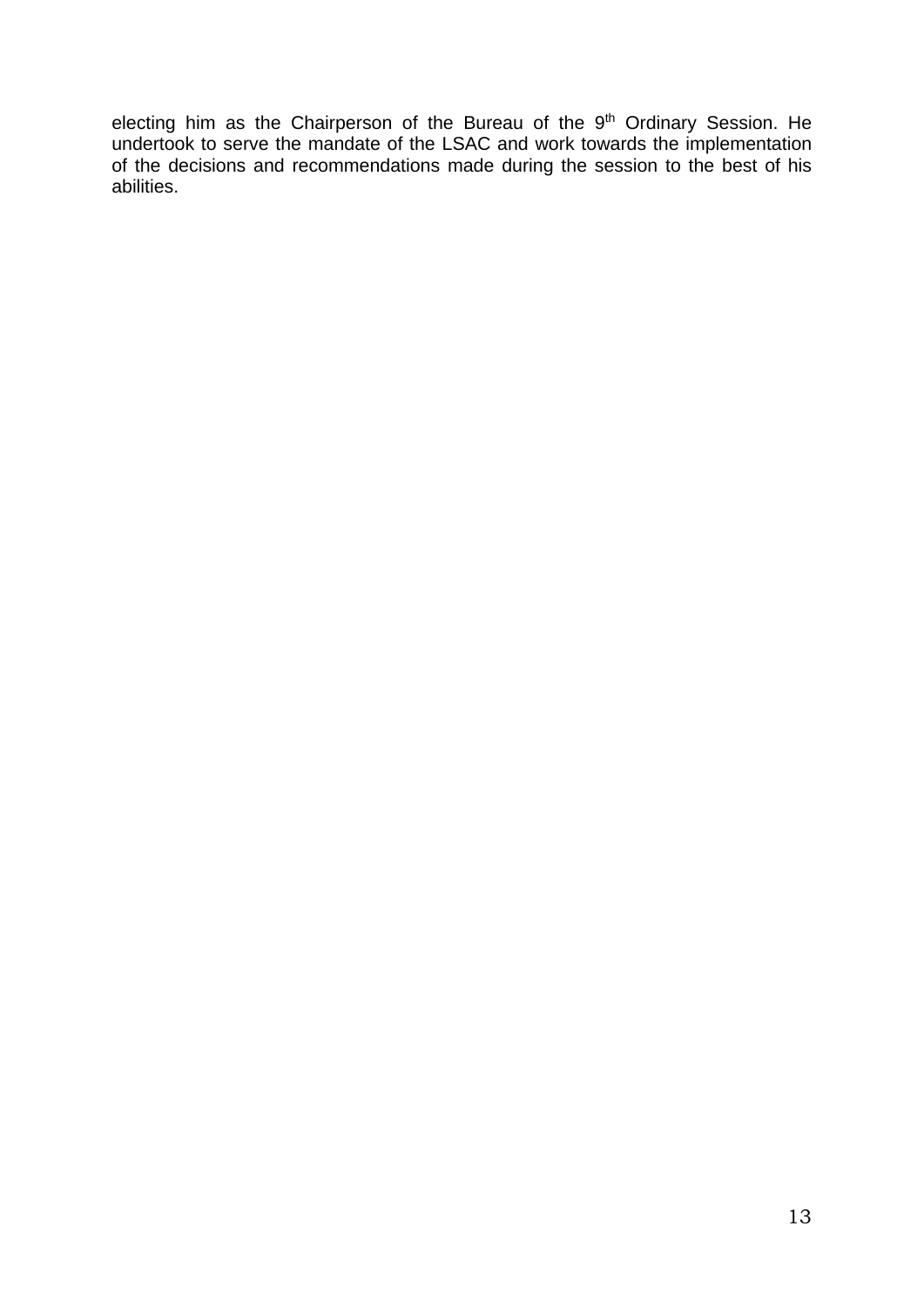electing him as the Chairperson of the Bureau of the 9th Ordinary Session. He undertook to serve the mandate of the LSAC and work towards the implementation of the decisions and recommendations made during the session to the best of his abilities.